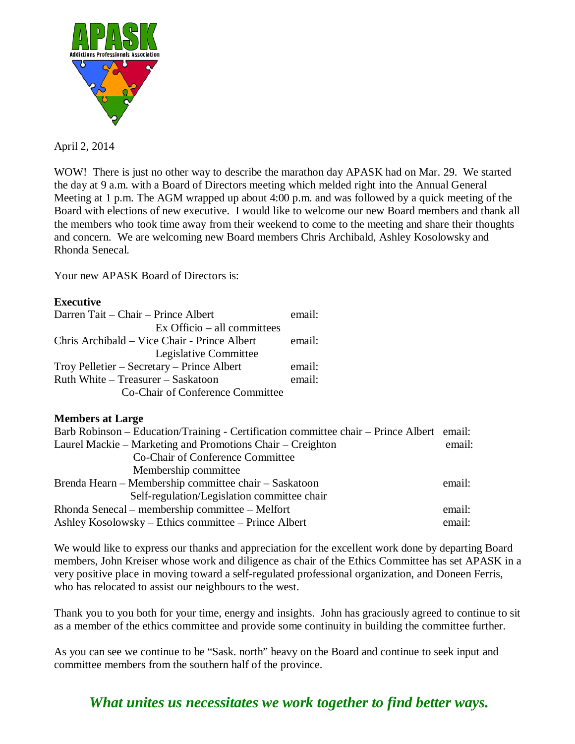April 2, 2014

WOW! There is just no other way to describe the marathon day APASK had on Mar. 29. We started the day at 9 a.m. with a Board of Directors meeting which melded right into the Annual General Meeting at 1 p.m. The AGM wrapped up about 4:00 p.m. and was followed by a quick meeting of the Board with elections of new executive. I would like to welcome our new Board members and thank all the members who took time away from their weekend to come to the meeting and share their thoughts and concern. We are welcoming new Board members Chris Archibald, Ashley Kosolowsky and Rhonda Senecal.

Your new APASK Board of Directors is:

**Executive**

Darren Tait – Chair – Prince Albert email:
Ex Officio – all committees

Chris Archibald – Vice Chair - Prince Albert email:
Legislative Committee

Troy Pelletier – Secretary – Prince Albert email:

Ruth White – Treasurer – Saskatoon email:
Co-Chair of Conference Committee

**Members at Large**

Barb Robinson – Education/Training - Certification committee chair – Prince Albert email:

Laurel Mackie – Marketing and Promotions Chair – Creighton email:
Co-Chair of Conference Committee
Membership committee

Brenda Hearn – Membership committee chair – Saskatoon email:
Self-regulation/Legislation committee chair

Rhonda Senecal – membership committee – Melfort email:

Ashley Kosolowsky – Ethics committee – Prince Albert email:

We would like to express our thanks and appreciation for the excellent work done by departing Board members, John Kreiser whose work and diligence as chair of the Ethics Committee has set APASK in a very positive place in moving toward a self-regulated professional organization, and Doneen Ferris, who has relocated to assist our neighbours to the west.

Thank you to you both for your time, energy and insights. John has graciously agreed to continue to sit as a member of the ethics committee and provide some continuity in building the committee further.

As you can see we continue to be "Sask. north" heavy on the Board and continue to seek input and committee members from the southern half of the province.

***What unites us necessitates we work together to find better ways.***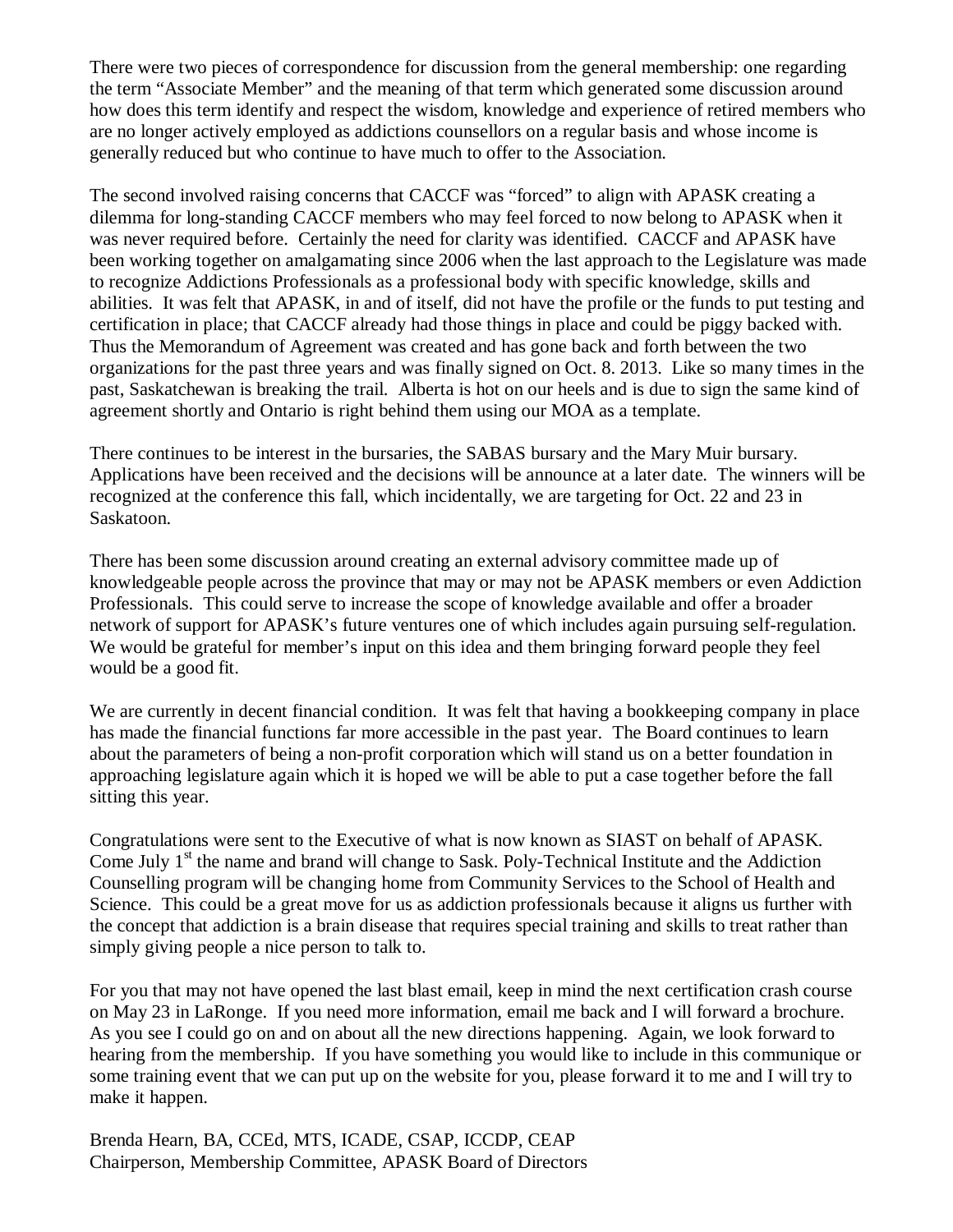There were two pieces of correspondence for discussion from the general membership: one regarding the term "Associate Member" and the meaning of that term which generated some discussion around how does this term identify and respect the wisdom, knowledge and experience of retired members who are no longer actively employed as addictions counsellors on a regular basis and whose income is generally reduced but who continue to have much to offer to the Association.

The second involved raising concerns that CACCF was "forced" to align with APASK creating a dilemma for long-standing CACCF members who may feel forced to now belong to APASK when it was never required before. Certainly the need for clarity was identified. CACCF and APASK have been working together on amalgamating since 2006 when the last approach to the Legislature was made to recognize Addictions Professionals as a professional body with specific knowledge, skills and abilities. It was felt that APASK, in and of itself, did not have the profile or the funds to put testing and certification in place; that CACCF already had those things in place and could be piggy backed with. Thus the Memorandum of Agreement was created and has gone back and forth between the two organizations for the past three years and was finally signed on Oct. 8. 2013. Like so many times in the past, Saskatchewan is breaking the trail. Alberta is hot on our heels and is due to sign the same kind of agreement shortly and Ontario is right behind them using our MOA as a template.

There continues to be interest in the bursaries, the SABAS bursary and the Mary Muir bursary. Applications have been received and the decisions will be announce at a later date. The winners will be recognized at the conference this fall, which incidentally, we are targeting for Oct. 22 and 23 in Saskatoon.

There has been some discussion around creating an external advisory committee made up of knowledgeable people across the province that may or may not be APASK members or even Addiction Professionals. This could serve to increase the scope of knowledge available and offer a broader network of support for APASK's future ventures one of which includes again pursuing self-regulation. We would be grateful for member's input on this idea and them bringing forward people they feel would be a good fit.

We are currently in decent financial condition. It was felt that having a bookkeeping company in place has made the financial functions far more accessible in the past year. The Board continues to learn about the parameters of being a non-profit corporation which will stand us on a better foundation in approaching legislature again which it is hoped we will be able to put a case together before the fall sitting this year.

Congratulations were sent to the Executive of what is now known as SIAST on behalf of APASK. Come July 1st the name and brand will change to Sask. Poly-Technical Institute and the Addiction Counselling program will be changing home from Community Services to the School of Health and Science. This could be a great move for us as addiction professionals because it aligns us further with the concept that addiction is a brain disease that requires special training and skills to treat rather than simply giving people a nice person to talk to.

For you that may not have opened the last blast email, keep in mind the next certification crash course on May 23 in LaRonge. If you need more information, email me back and I will forward a brochure. As you see I could go on and on about all the new directions happening. Again, we look forward to hearing from the membership. If you have something you would like to include in this communique or some training event that we can put up on the website for you, please forward it to me and I will try to make it happen.

Brenda Hearn, BA, CCEd, MTS, ICADE, CSAP, ICCDP, CEAP
Chairperson, Membership Committee, APASK Board of Directors